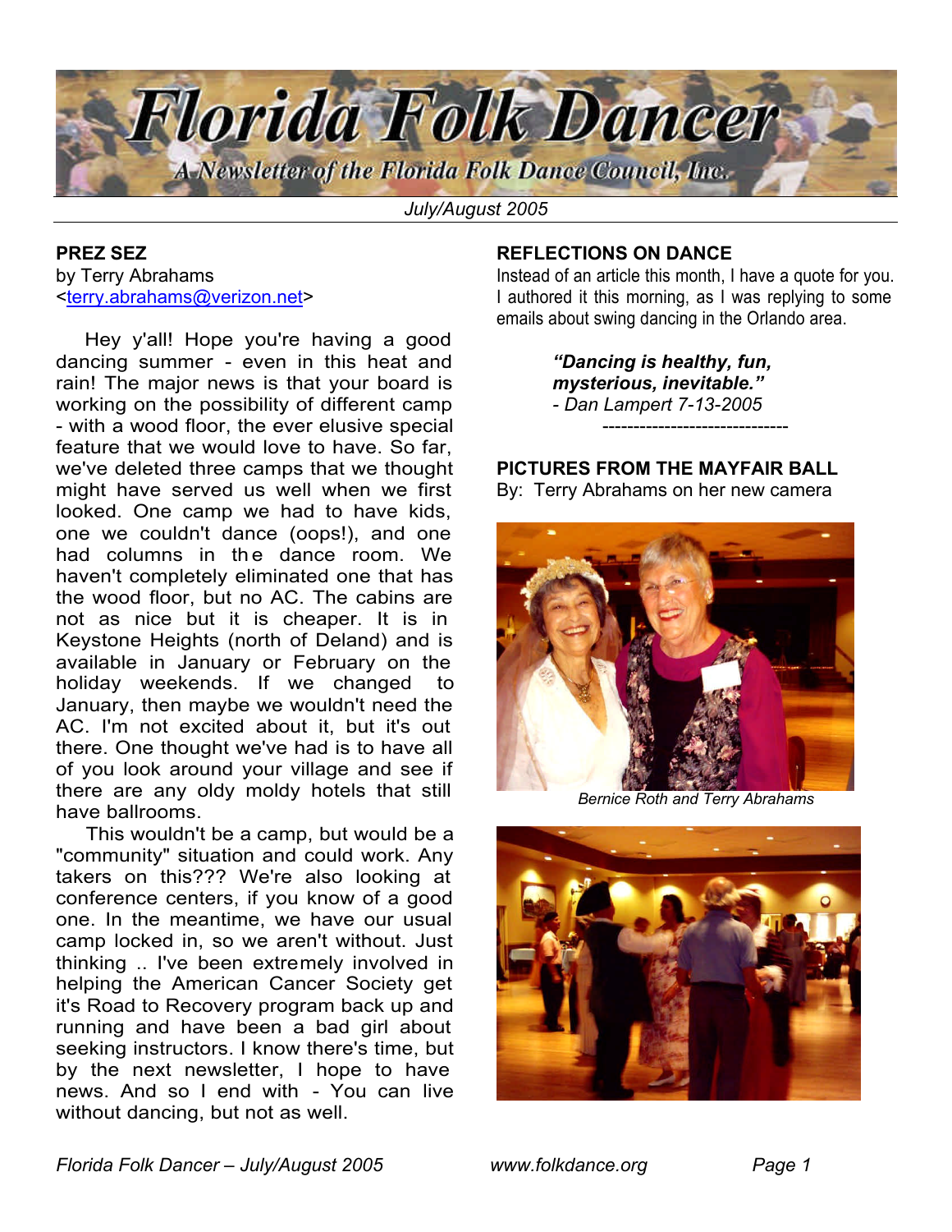# Florida Folk Dancer

A Newsletter of the Florida Folk Dance Council, Inc.

July/August 2005

## PREZ SEZ

by Terry Abrahams
<terry.abrahams@verizon.net>

Hey y'all! Hope you're having a good dancing summer - even in this heat and rain! The major news is that your board is working on the possibility of different camp - with a wood floor, the ever elusive special feature that we would love to have. So far, we've deleted three camps that we thought might have served us well when we first looked. One camp we had to have kids, one we couldn't dance (oops!), and one had columns in the dance room. We haven't completely eliminated one that has the wood floor, but no AC. The cabins are not as nice but it is cheaper. It is in Keystone Heights (north of Deland) and is available in January or February on the holiday weekends. If we changed to January, then maybe we wouldn't need the AC. I'm not excited about it, but it's out there. One thought we've had is to have all of you look around your village and see if there are any oldy moldy hotels that still have ballrooms.

This wouldn't be a camp, but would be a "community" situation and could work. Any takers on this??? We're also looking at conference centers, if you know of a good one. In the meantime, we have our usual camp locked in, so we aren't without. Just thinking .. I've been extremely involved in helping the American Cancer Society get it's Road to Recovery program back up and running and have been a bad girl about seeking instructors. I know there's time, but by the next newsletter, I hope to have news. And so I end with - You can live without dancing, but not as well.

## REFLECTIONS ON DANCE

Instead of an article this month, I have a quote for you. I authored it this morning, as I was replying to some emails about swing dancing in the Orlando area.

> ***"Dancing is healthy, fun, mysterious, inevitable."***
> *- Dan Lampert 7-13-2005*

------------------------------

## PICTURES FROM THE MAYFAIR BALL

By: Terry Abrahams on her new camera

*Bernice Roth and Terry Abrahams*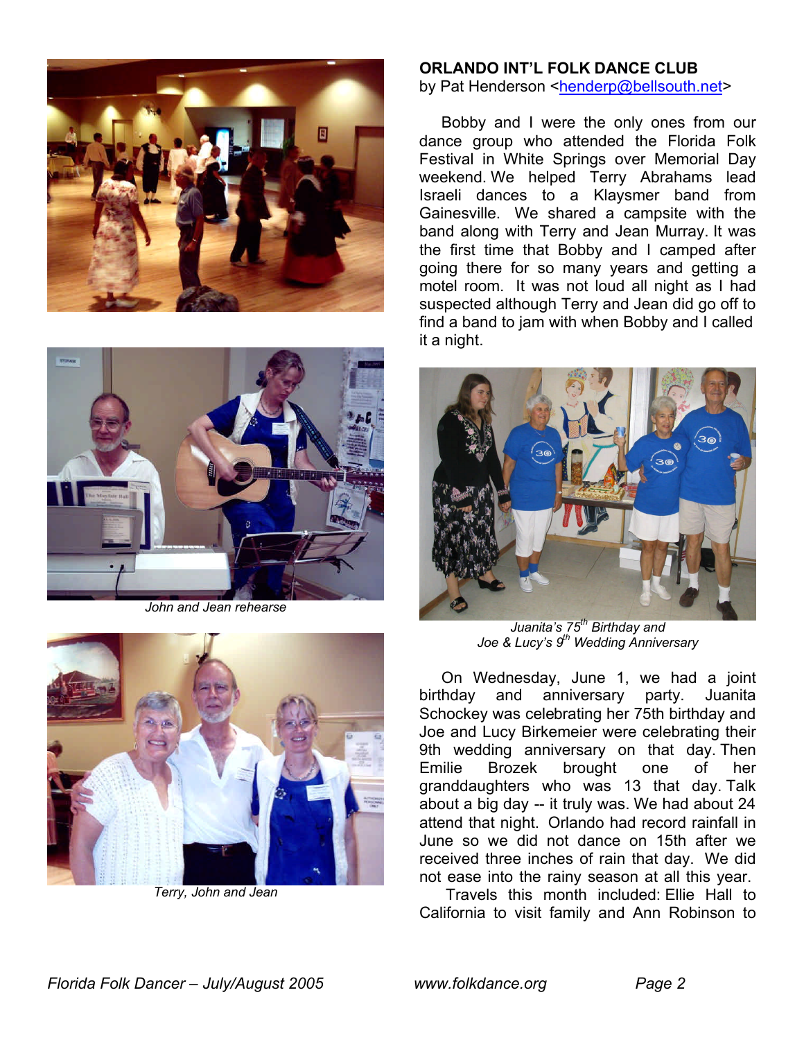John and Jean rehearse

Terry, John and Jean

## ORLANDO INT'L FOLK DANCE CLUB

by Pat Henderson <henderp@bellsouth.net>

Bobby and I were the only ones from our dance group who attended the Florida Folk Festival in White Springs over Memorial Day weekend. We helped Terry Abrahams lead Israeli dances to a Klaysmer band from Gainesville. We shared a campsite with the band along with Terry and Jean Murray. It was the first time that Bobby and I camped after going there for so many years and getting a motel room. It was not loud all night as I had suspected although Terry and Jean did go off to find a band to jam with when Bobby and I called it a night.

*Juanita's 75th Birthday and Joe & Lucy's 9th Wedding Anniversary*

On Wednesday, June 1, we had a joint birthday and anniversary party. Juanita Schockey was celebrating her 75th birthday and Joe and Lucy Birkemeier were celebrating their 9th wedding anniversary on that day. Then Emilie Brozek brought one of her granddaughters who was 13 that day. Talk about a big day -- it truly was. We had about 24 attend that night. Orlando had record rainfall in June so we did not dance on 15th after we received three inches of rain that day. We did not ease into the rainy season at all this year.

Travels this month included: Ellie Hall to California to visit family and Ann Robinson to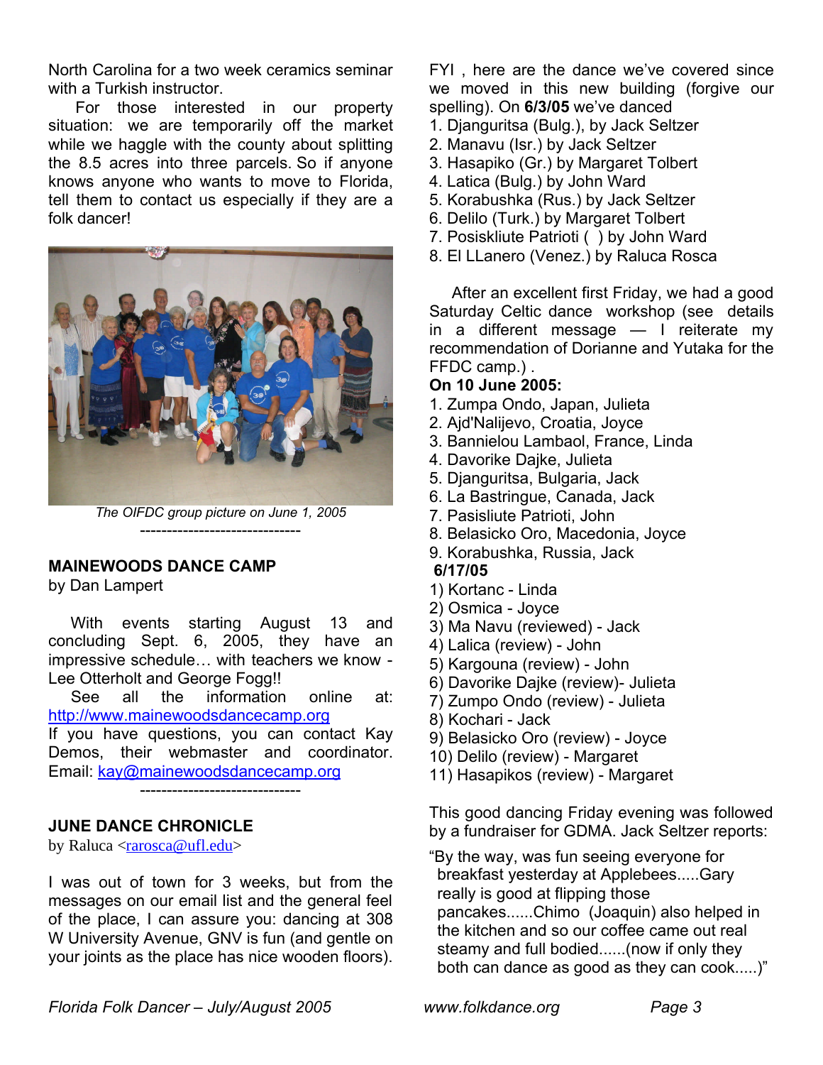North Carolina for a two week ceramics seminar with a Turkish instructor.

For those interested in our property situation: we are temporarily off the market while we haggle with the county about splitting the 8.5 acres into three parcels. So if anyone knows anyone who wants to move to Florida, tell them to contact us especially if they are a folk dancer!

*The OIFDC group picture on June 1, 2005*

------------------------------

## MAINEWOODS DANCE CAMP

by Dan Lampert

With events starting August 13 and concluding Sept. 6, 2005, they have an impressive schedule… with teachers we know - Lee Otterholt and George Fogg!!

See all the information online at: http://www.mainewoodsdancecamp.org

If you have questions, you can contact Kay Demos, their webmaster and coordinator. Email: kay@mainewoodsdancecamp.org

------------------------------

## JUNE DANCE CHRONICLE

by Raluca <rarosca@ufl.edu>

I was out of town for 3 weeks, but from the messages on our email list and the general feel of the place, I can assure you: dancing at 308 W University Avenue, GNV is fun (and gentle on your joints as the place has nice wooden floors).

FYI , here are the dance we've covered since we moved in this new building (forgive our spelling). On **6/3/05** we've danced

1. Djanguritsa (Bulg.), by Jack Seltzer
2. Manavu (Isr.) by Jack Seltzer
3. Hasapiko (Gr.) by Margaret Tolbert
4. Latica (Bulg.) by John Ward
5. Korabushka (Rus.) by Jack Seltzer
6. Delilo (Turk.) by Margaret Tolbert
7. Posiskliute Patrioti ( ) by John Ward
8. El LLanero (Venez.) by Raluca Rosca

After an excellent first Friday, we had a good Saturday Celtic dance workshop (see details in a different message — I reiterate my recommendation of Dorianne and Yutaka for the FFDC camp.) .

**On 10 June 2005:**

1. Zumpa Ondo, Japan, Julieta
2. Ajd'Nalijevo, Croatia, Joyce
3. Bannielou Lambaol, France, Linda
4. Davorike Dajke, Julieta
5. Djanguritsa, Bulgaria, Jack
6. La Bastringue, Canada, Jack
7. Pasisliute Patrioti, John
8. Belasicko Oro, Macedonia, Joyce
9. Korabushka, Russia, Jack

**6/17/05**

1) Kortanc - Linda
2) Osmica - Joyce
3) Ma Navu (reviewed) - Jack
4) Lalica (review) - John
5) Kargouna (review) - John
6) Davorike Dajke (review)- Julieta
7) Zumpo Ondo (review) - Julieta
8) Kochari - Jack
9) Belasicko Oro (review) - Joyce
10) Delilo (review) - Margaret
11) Hasapikos (review) - Margaret

This good dancing Friday evening was followed by a fundraiser for GDMA. Jack Seltzer reports:

"By the way, was fun seeing everyone for breakfast yesterday at Applebees.....Gary really is good at flipping those pancakes......Chimo (Joaquin) also helped in the kitchen and so our coffee came out real steamy and full bodied......(now if only they both can dance as good as they can cook.....)"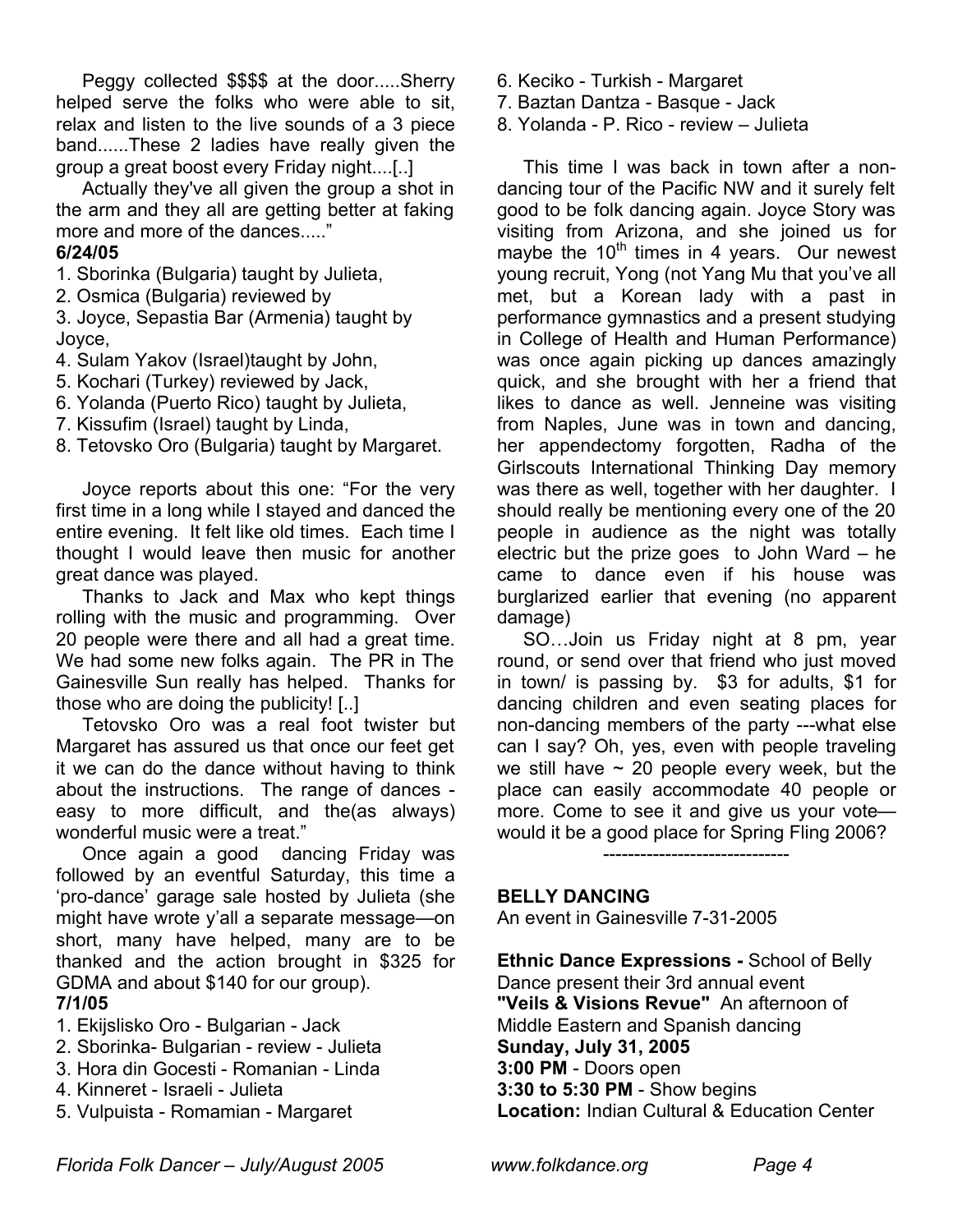Peggy collected $$$$ at the door.....Sherry helped serve the folks who were able to sit, relax and listen to the live sounds of a 3 piece band......These 2 ladies have really given the group a great boost every Friday night....[..]

Actually they've all given the group a shot in the arm and they all are getting better at faking more and more of the dances....."

**6/24/05**

1. Sborinka (Bulgaria) taught by Julieta,
2. Osmica (Bulgaria) reviewed by
3. Joyce, Sepastia Bar (Armenia) taught by Joyce,
4. Sulam Yakov (Israel)taught by John,
5. Kochari (Turkey) reviewed by Jack,
6. Yolanda (Puerto Rico) taught by Julieta,
7. Kissufim (Israel) taught by Linda,
8. Tetovsko Oro (Bulgaria) taught by Margaret.

Joyce reports about this one: "For the very first time in a long while I stayed and danced the entire evening. It felt like old times. Each time I thought I would leave then music for another great dance was played.

Thanks to Jack and Max who kept things rolling with the music and programming. Over 20 people were there and all had a great time. We had some new folks again. The PR in The Gainesville Sun really has helped. Thanks for those who are doing the publicity! [..]

Tetovsko Oro was a real foot twister but Margaret has assured us that once our feet get it we can do the dance without having to think about the instructions. The range of dances - easy to more difficult, and the(as always) wonderful music were a treat."

Once again a good dancing Friday was followed by an eventful Saturday, this time a 'pro-dance' garage sale hosted by Julieta (she might have wrote y'all a separate message—on short, many have helped, many are to be thanked and the action brought in $325 for GDMA and about $140 for our group).

**7/1/05**

1. Ekijslisko Oro - Bulgarian - Jack
2. Sborinka- Bulgarian - review - Julieta
3. Hora din Gocesti - Romanian - Linda
4. Kinneret - Israeli - Julieta
5. Vulpuista - Romamian - Margaret
6. Keciko - Turkish - Margaret
7. Baztan Dantza - Basque - Jack
8. Yolanda - P. Rico - review – Julieta

This time I was back in town after a non-dancing tour of the Pacific NW and it surely felt good to be folk dancing again. Joyce Story was visiting from Arizona, and she joined us for maybe the 10th times in 4 years. Our newest young recruit, Yong (not Yang Mu that you've all met, but a Korean lady with a past in performance gymnastics and a present studying in College of Health and Human Performance) was once again picking up dances amazingly quick, and she brought with her a friend that likes to dance as well. Jenneine was visiting from Naples, June was in town and dancing, her appendectomy forgotten, Radha of the Girlscouts International Thinking Day memory was there as well, together with her daughter. I should really be mentioning every one of the 20 people in audience as the night was totally electric but the prize goes to John Ward – he came to dance even if his house was burglarized earlier that evening (no apparent damage)

SO…Join us Friday night at 8 pm, year round, or send over that friend who just moved in town/ is passing by. $3 for adults, $1 for dancing children and even seating places for non-dancing members of the party ---what else can I say? Oh, yes, even with people traveling we still have ~ 20 people every week, but the place can easily accommodate 40 people or more. Come to see it and give us your vote—would it be a good place for Spring Fling 2006?

------------------------------

**BELLY DANCING**

An event in Gainesville 7-31-2005

**Ethnic Dance Expressions -** School of Belly Dance present their 3rd annual event **"Veils & Visions Revue"** An afternoon of Middle Eastern and Spanish dancing
**Sunday, July 31, 2005**
**3:00 PM** - Doors open
**3:30 to 5:30 PM** - Show begins
**Location:** Indian Cultural & Education Center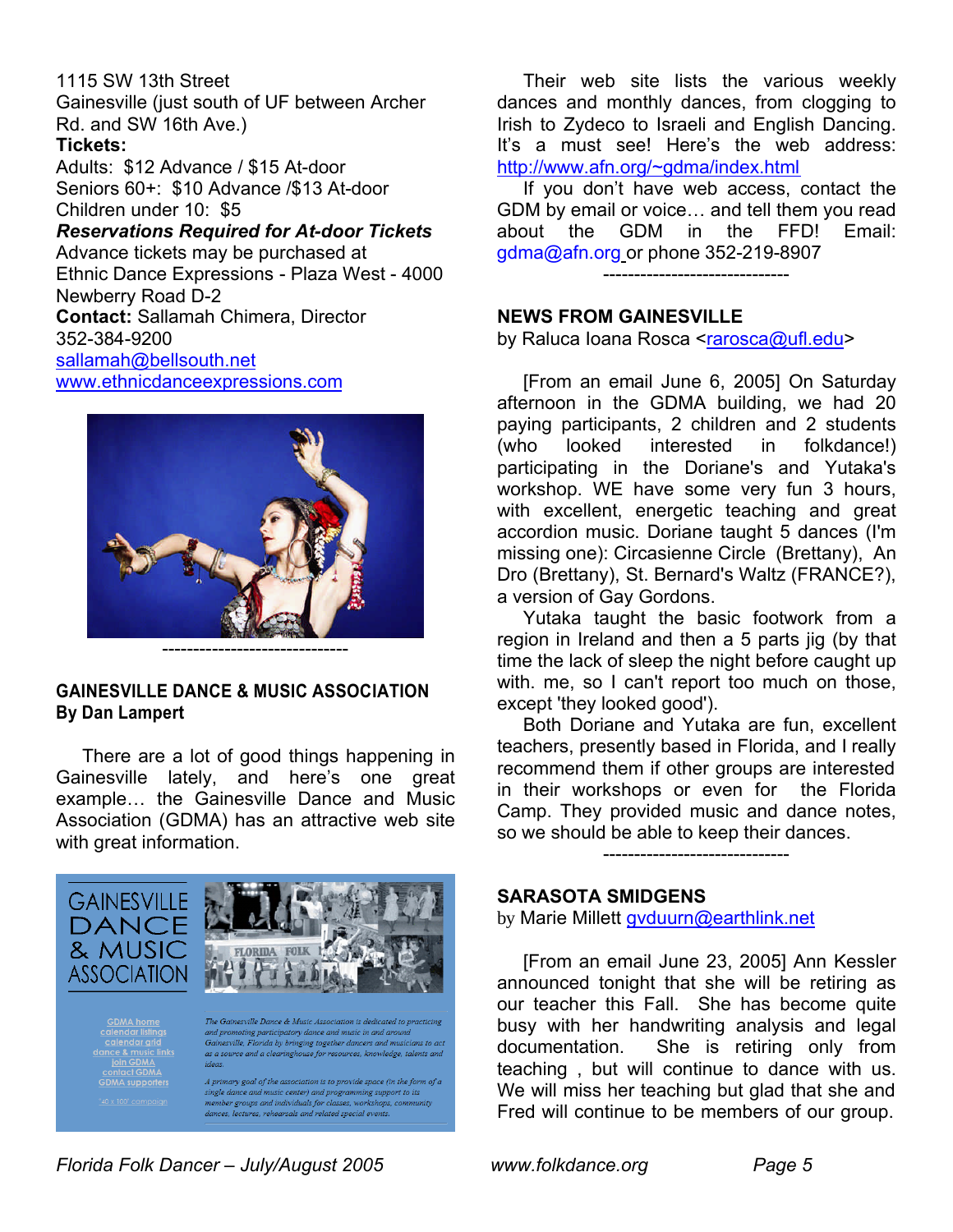1115 SW 13th Street
Gainesville (just south of UF between Archer Rd. and SW 16th Ave.)

**Tickets:**

Adults: $12 Advance / $15 At-door
Seniors 60+: $10 Advance /$13 At-door
Children under 10: $5

***Reservations Required for At-door Tickets***

Advance tickets may be purchased at Ethnic Dance Expressions - Plaza West - 4000 Newberry Road D-2

**Contact:** Sallamah Chimera, Director
352-384-9200
sallamah@bellsouth.net
www.ethnicdanceexpressions.com

------------------------------

## GAINESVILLE DANCE & MUSIC ASSOCIATION

**By Dan Lampert**

There are a lot of good things happening in Gainesville lately, and here's one great example… the Gainesville Dance and Music Association (GDMA) has an attractive web site with great information.

Their web site lists the various weekly dances and monthly dances, from clogging to Irish to Zydeco to Israeli and English Dancing. It's a must see! Here's the web address: http://www.afn.org/~gdma/index.html

If you don't have web access, contact the GDM by email or voice… and tell them you read about the GDM in the FFD! Email: gdma@afn.org or phone 352-219-8907

------------------------------

## NEWS FROM GAINESVILLE

by Raluca Ioana Rosca <rarosca@ufl.edu>

[From an email June 6, 2005] On Saturday afternoon in the GDMA building, we had 20 paying participants, 2 children and 2 students (who looked interested in folkdance!) participating in the Doriane's and Yutaka's workshop. WE have some very fun 3 hours, with excellent, energetic teaching and great accordion music. Doriane taught 5 dances (I'm missing one): Circasienne Circle (Brettany), An Dro (Brettany), St. Bernard's Waltz (FRANCE?), a version of Gay Gordons.

Yutaka taught the basic footwork from a region in Ireland and then a 5 parts jig (by that time the lack of sleep the night before caught up with. me, so I can't report too much on those, except 'they looked good').

Both Doriane and Yutaka are fun, excellent teachers, presently based in Florida, and I really recommend them if other groups are interested in their workshops or even for the Florida Camp. They provided music and dance notes, so we should be able to keep their dances.

------------------------------

## SARASOTA SMIDGENS

by Marie Millett gvduurn@earthlink.net

[From an email June 23, 2005] Ann Kessler announced tonight that she will be retiring as our teacher this Fall. She has become quite busy with her handwriting analysis and legal documentation. She is retiring only from teaching , but will continue to dance with us. We will miss her teaching but glad that she and Fred will continue to be members of our group.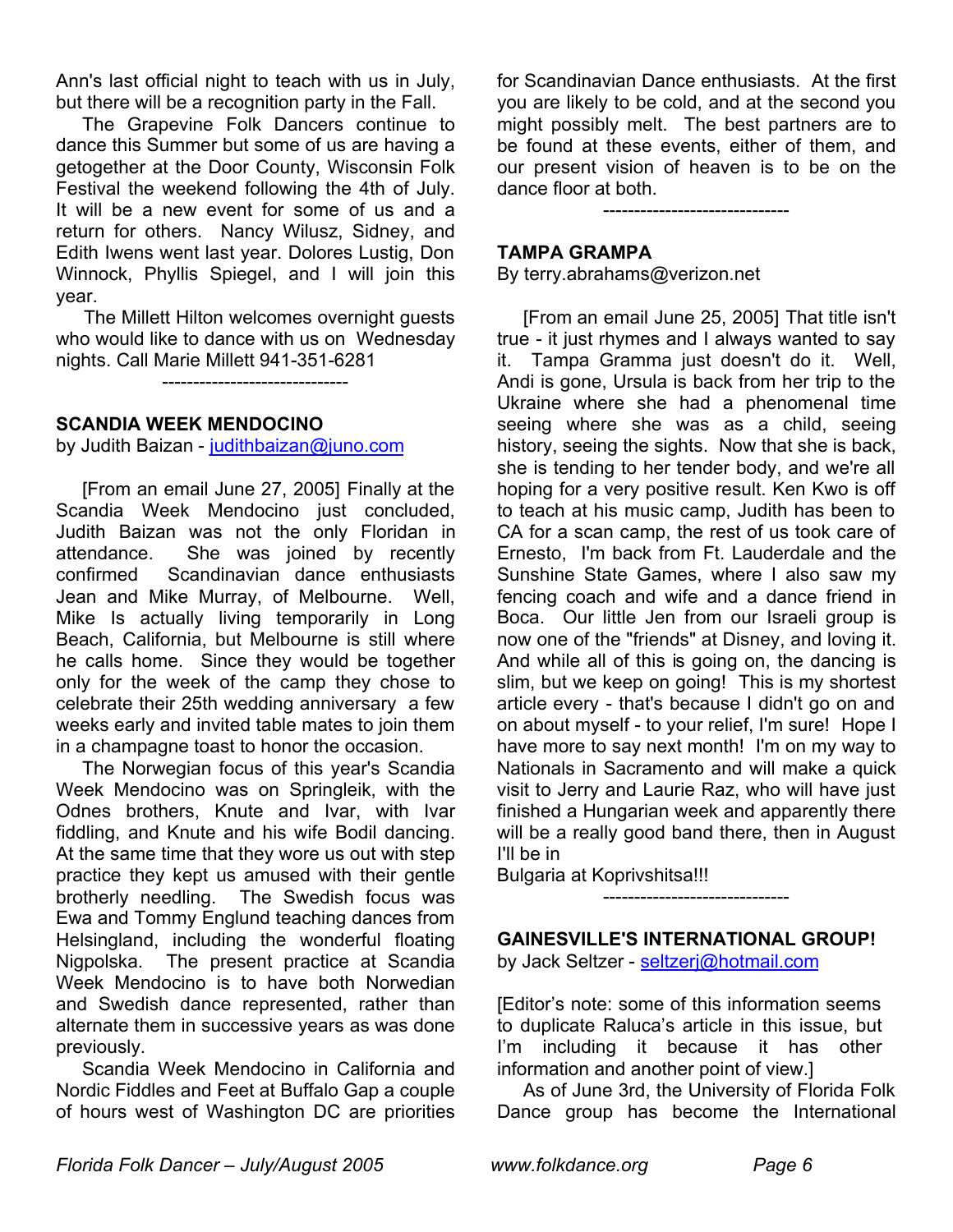Ann's last official night to teach with us in July, but there will be a recognition party in the Fall.

The Grapevine Folk Dancers continue to dance this Summer but some of us are having a getogether at the Door County, Wisconsin Folk Festival the weekend following the 4th of July. It will be a new event for some of us and a return for others. Nancy Wilusz, Sidney, and Edith Iwens went last year. Dolores Lustig, Don Winnock, Phyllis Spiegel, and I will join this year.

The Millett Hilton welcomes overnight guests who would like to dance with us on Wednesday nights. Call Marie Millett 941-351-6281

------------------------------

**SCANDIA WEEK MENDOCINO**

by Judith Baizan - judithbaizan@juno.com

[From an email June 27, 2005] Finally at the Scandia Week Mendocino just concluded, Judith Baizan was not the only Floridan in attendance. She was joined by recently confirmed Scandinavian dance enthusiasts Jean and Mike Murray, of Melbourne. Well, Mike Is actually living temporarily in Long Beach, California, but Melbourne is still where he calls home. Since they would be together only for the week of the camp they chose to celebrate their 25th wedding anniversary a few weeks early and invited table mates to join them in a champagne toast to honor the occasion.

The Norwegian focus of this year's Scandia Week Mendocino was on Springleik, with the Odnes brothers, Knute and Ivar, with Ivar fiddling, and Knute and his wife Bodil dancing. At the same time that they wore us out with step practice they kept us amused with their gentle brotherly needling. The Swedish focus was Ewa and Tommy Englund teaching dances from Helsingland, including the wonderful floating Nigpolska. The present practice at Scandia Week Mendocino is to have both Norwedian and Swedish dance represented, rather than alternate them in successive years as was done previously.

Scandia Week Mendocino in California and Nordic Fiddles and Feet at Buffalo Gap a couple of hours west of Washington DC are priorities for Scandinavian Dance enthusiasts. At the first you are likely to be cold, and at the second you might possibly melt. The best partners are to be found at these events, either of them, and our present vision of heaven is to be on the dance floor at both.

------------------------------

**TAMPA GRAMPA**

By terry.abrahams@verizon.net

[From an email June 25, 2005] That title isn't true - it just rhymes and I always wanted to say it. Tampa Gramma just doesn't do it. Well, Andi is gone, Ursula is back from her trip to the Ukraine where she had a phenomenal time seeing where she was as a child, seeing history, seeing the sights. Now that she is back, she is tending to her tender body, and we're all hoping for a very positive result. Ken Kwo is off to teach at his music camp, Judith has been to CA for a scan camp, the rest of us took care of Ernesto, I'm back from Ft. Lauderdale and the Sunshine State Games, where I also saw my fencing coach and wife and a dance friend in Boca. Our little Jen from our Israeli group is now one of the "friends" at Disney, and loving it. And while all of this is going on, the dancing is slim, but we keep on going! This is my shortest article every - that's because I didn't go on and on about myself - to your relief, I'm sure! Hope I have more to say next month! I'm on my way to Nationals in Sacramento and will make a quick visit to Jerry and Laurie Raz, who will have just finished a Hungarian week and apparently there will be a really good band there, then in August I'll be in
Bulgaria at Koprivshitsa!!!

------------------------------

**GAINESVILLE'S INTERNATIONAL GROUP!**

by Jack Seltzer - seltzerj@hotmail.com

[Editor's note: some of this information seems to duplicate Raluca's article in this issue, but I'm including it because it has other information and another point of view.]

As of June 3rd, the University of Florida Folk Dance group has become the International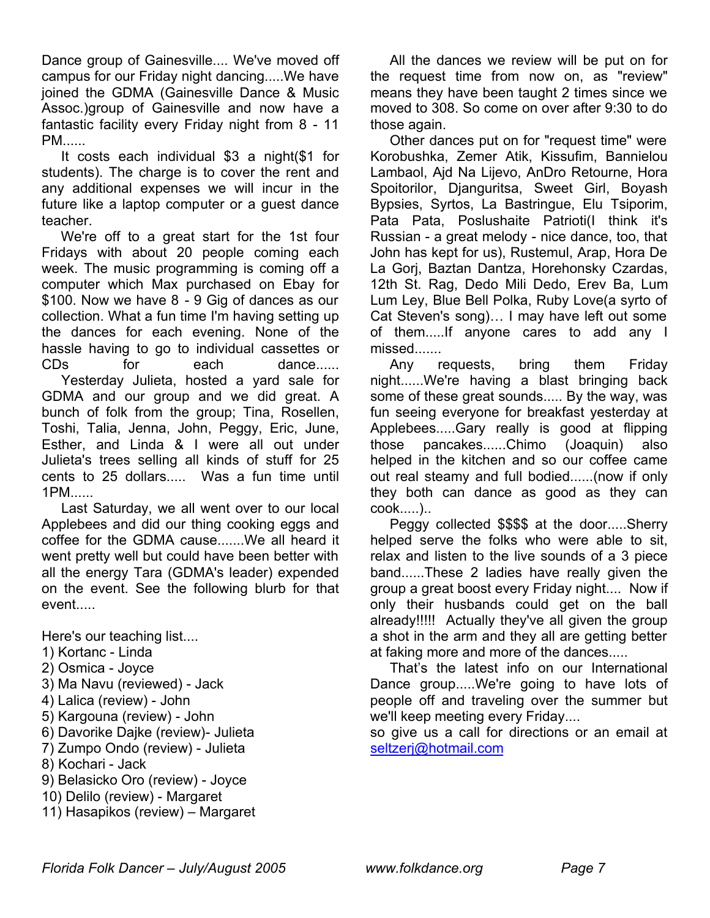Dance group of Gainesville.... We've moved off campus for our Friday night dancing.....We have joined the GDMA (Gainesville Dance & Music Assoc.)group of Gainesville and now have a fantastic facility every Friday night from 8 - 11 PM......

It costs each individual $3 a night($1 for students). The charge is to cover the rent and any additional expenses we will incur in the future like a laptop computer or a guest dance teacher.

We're off to a great start for the 1st four Fridays with about 20 people coming each week. The music programming is coming off a computer which Max purchased on Ebay for $100. Now we have 8 - 9 Gig of dances as our collection. What a fun time I'm having setting up the dances for each evening. None of the hassle having to go to individual cassettes or CDs for each dance......

Yesterday Julieta, hosted a yard sale for GDMA and our group and we did great. A bunch of folk from the group; Tina, Rosellen, Toshi, Talia, Jenna, John, Peggy, Eric, June, Esther, and Linda & I were all out under Julieta's trees selling all kinds of stuff for 25 cents to 25 dollars..... Was a fun time until 1PM......

Last Saturday, we all went over to our local Applebees and did our thing cooking eggs and coffee for the GDMA cause.......We all heard it went pretty well but could have been better with all the energy Tara (GDMA's leader) expended on the event. See the following blurb for that event.....

Here's our teaching list....

1) Kortanc - Linda
2) Osmica - Joyce
3) Ma Navu (reviewed) - Jack
4) Lalica (review) - John
5) Kargouna (review) - John
6) Davorike Dajke (review)- Julieta
7) Zumpo Ondo (review) - Julieta
8) Kochari - Jack
9) Belasicko Oro (review) - Joyce
10) Delilo (review) - Margaret
11) Hasapikos (review) – Margaret

All the dances we review will be put on for the request time from now on, as "review" means they have been taught 2 times since we moved to 308. So come on over after 9:30 to do those again.

Other dances put on for "request time" were Korobushka, Zemer Atik, Kissufim, Bannielou Lambaol, Ajd Na Lijevo, AnDro Retourne, Hora Spoitorilor, Djanguritsa, Sweet Girl, Boyash Bypsies, Syrtos, La Bastringue, Elu Tsiporim, Pata Pata, Poslushaite Patrioti(I think it's Russian - a great melody - nice dance, too, that John has kept for us), Rustemul, Arap, Hora De La Gorj, Baztan Dantza, Horehonsky Czardas, 12th St. Rag, Dedo Mili Dedo, Erev Ba, Lum Lum Ley, Blue Bell Polka, Ruby Love(a syrto of Cat Steven's song)… I may have left out some of them.....If anyone cares to add any I missed.......

Any requests, bring them Friday night......We're having a blast bringing back some of these great sounds..... By the way, was fun seeing everyone for breakfast yesterday at Applebees.....Gary really is good at flipping those pancakes......Chimo (Joaquin) also helped in the kitchen and so our coffee came out real steamy and full bodied......(now if only they both can dance as good as they can cook.....)..

Peggy collected $$$$ at the door.....Sherry helped serve the folks who were able to sit, relax and listen to the live sounds of a 3 piece band......These 2 ladies have really given the group a great boost every Friday night.... Now if only their husbands could get on the ball already!!!!! Actually they've all given the group a shot in the arm and they all are getting better at faking more and more of the dances.....

That's the latest info on our International Dance group.....We're going to have lots of people off and traveling over the summer but we'll keep meeting every Friday....
so give us a call for directions or an email at seltzerj@hotmail.com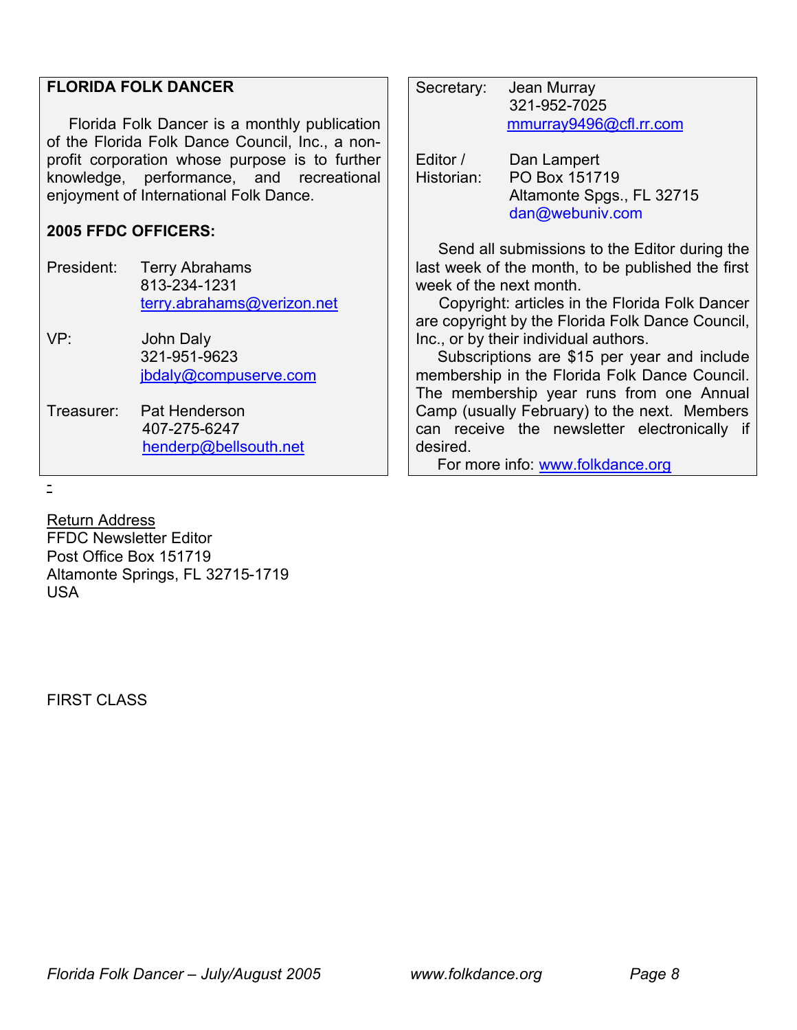## FLORIDA FOLK DANCER

Florida Folk Dancer is a monthly publication of the Florida Folk Dance Council, Inc., a non-profit corporation whose purpose is to further knowledge, performance, and recreational enjoyment of International Folk Dance.

**2005 FFDC OFFICERS:**

President: Terry Abrahams
813-234-1231
terry.abrahams@verizon.net

VP: John Daly
321-951-9623
jbdaly@compuserve.com

Treasurer: Pat Henderson
407-275-6247
henderp@bellsouth.net

Secretary: Jean Murray
321-952-7025
mmurray9496@cfl.rr.com

Editor / Historian: Dan Lampert
PO Box 151719
Altamonte Spgs., FL 32715
dan@webuniv.com

Send all submissions to the Editor during the last week of the month, to be published the first week of the next month.

Copyright: articles in the Florida Folk Dancer are copyright by the Florida Folk Dance Council, Inc., or by their individual authors.

Subscriptions are $15 per year and include membership in the Florida Folk Dance Council. The membership year runs from one Annual Camp (usually February) to the next. Members can receive the newsletter electronically if desired.

For more info: www.folkdance.org

-

Return Address
FFDC Newsletter Editor
Post Office Box 151719
Altamonte Springs, FL 32715-1719
USA

FIRST CLASS